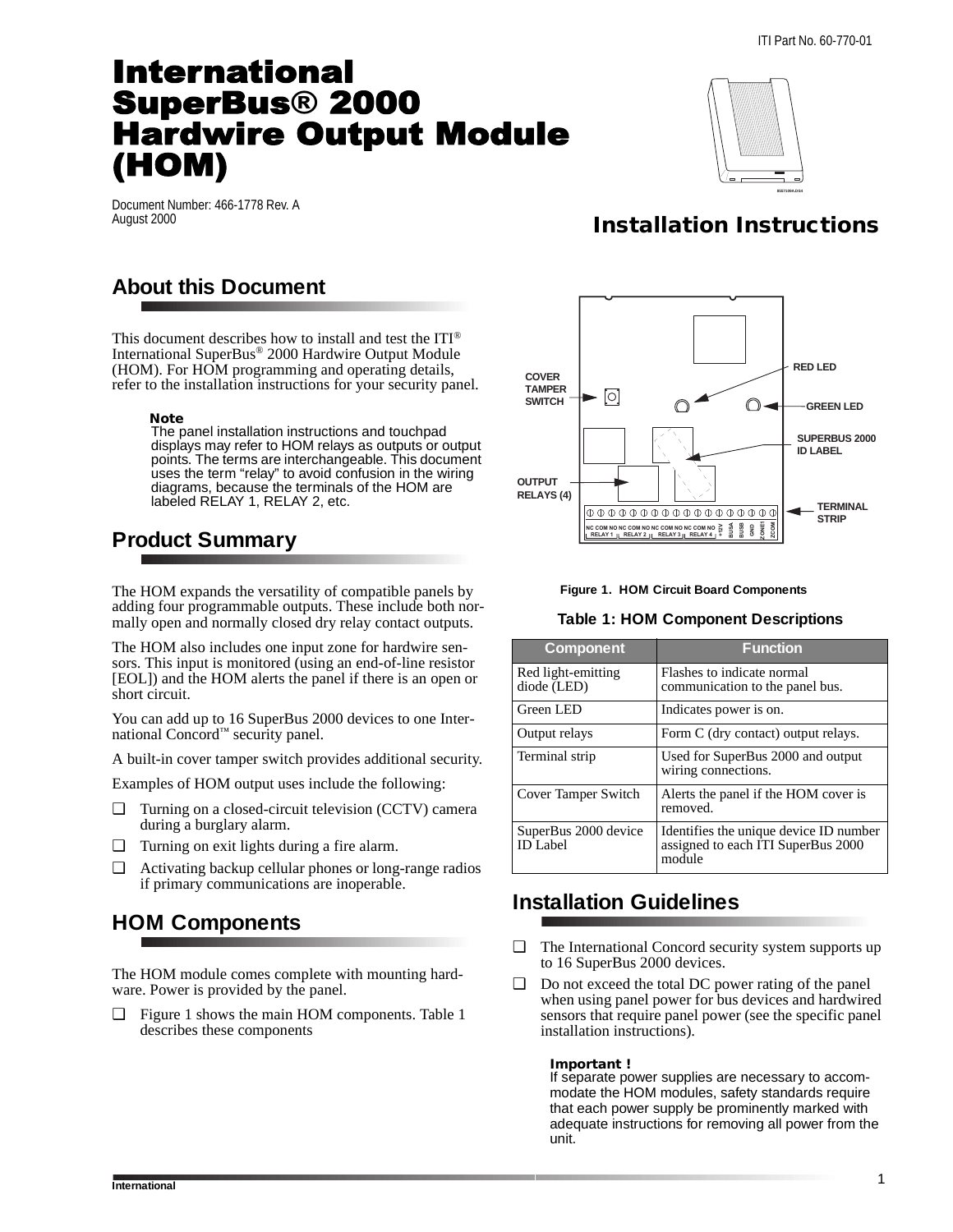ITI Part No. 60-770-01

# International SuperBus® 2000 Hardwire Output Module (HOM)

Document Number: 466-1778 Rev. A
August 2000

## Installation Instructions

## About this Document

This document describes how to install and test the ITI® International SuperBus® 2000 Hardwire Output Module (HOM). For HOM programming and operating details, refer to the installation instructions for your security panel.

> **Note**
> The panel installation instructions and touchpad displays may refer to HOM relays as outputs or output points. The terms are interchangeable. This document uses the term "relay" to avoid confusion in the wiring diagrams, because the terminals of the HOM are labeled RELAY 1, RELAY 2, etc.

## Product Summary

The HOM expands the versatility of compatible panels by adding four programmable outputs. These include both normally open and normally closed dry relay contact outputs.

The HOM also includes one input zone for hardwire sensors. This input is monitored (using an end-of-line resistor [EOL]) and the HOM alerts the panel if there is an open or short circuit.

You can add up to 16 SuperBus 2000 devices to one International Concord™ security panel.

A built-in cover tamper switch provides additional security.

Examples of HOM output uses include the following:

- Turning on a closed-circuit television (CCTV) camera during a burglary alarm.
- Turning on exit lights during a fire alarm.
- Activating backup cellular phones or long-range radios if primary communications are inoperable.

## HOM Components

The HOM module comes complete with mounting hardware. Power is provided by the panel.

- Figure 1 shows the main HOM components. Table 1 describes these components

COVER TAMPER SWITCH — RED LED — GREEN LED — SUPERBUS 2000 ID LABEL — OUTPUT RELAYS (4) — TERMINAL STRIP

NC COM NO NC COM NO NC COM NO NC COM NO +12V BUS A BUS B GND ZONE1 ZCOM
RELAY 1 RELAY 2 RELAY 3 RELAY 4

**Figure 1. HOM Circuit Board Components**

**Table 1: HOM Component Descriptions**

| Component | Function |
| --- | --- |
| Red light-emitting diode (LED) | Flashes to indicate normal communication to the panel bus. |
| Green LED | Indicates power is on. |
| Output relays | Form C (dry contact) output relays. |
| Terminal strip | Used for SuperBus 2000 and output wiring connections. |
| Cover Tamper Switch | Alerts the panel if the HOM cover is removed. |
| SuperBus 2000 device ID Label | Identifies the unique device ID number assigned to each ITI SuperBus 2000 module |

## Installation Guidelines

- The International Concord security system supports up to 16 SuperBus 2000 devices.
- Do not exceed the total DC power rating of the panel when using panel power for bus devices and hardwired sensors that require panel power (see the specific panel installation instructions).

> **Important !**
> If separate power supplies are necessary to accommodate the HOM modules, safety standards require that each power supply be prominently marked with adequate instructions for removing all power from the unit.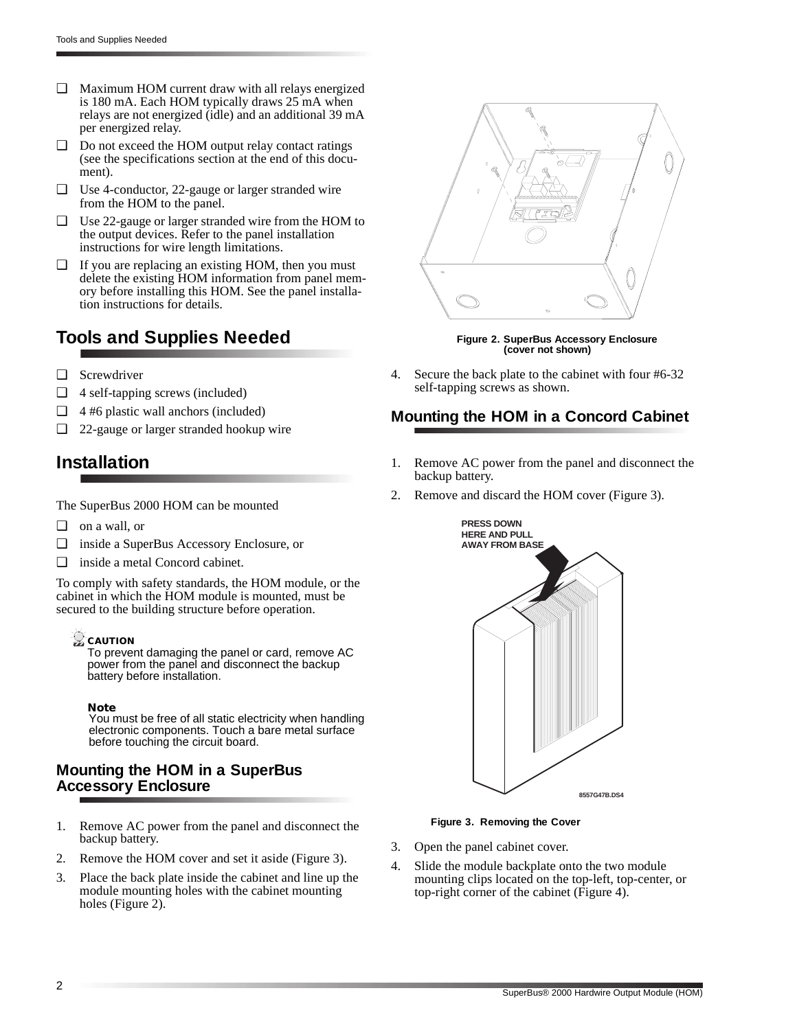- ❑ Maximum HOM current draw with all relays energized is 180 mA. Each HOM typically draws 25 mA when relays are not energized (idle) and an additional 39 mA per energized relay.
- ❑ Do not exceed the HOM output relay contact ratings (see the specifications section at the end of this document).
- ❑ Use 4-conductor, 22-gauge or larger stranded wire from the HOM to the panel.
- ❑ Use 22-gauge or larger stranded wire from the HOM to the output devices. Refer to the panel installation instructions for wire length limitations.
- ❑ If you are replacing an existing HOM, then you must delete the existing HOM information from panel memory before installing this HOM. See the panel installation instructions for details.

## Tools and Supplies Needed

- ❑ Screwdriver
- ❑ 4 self-tapping screws (included)
- ❑ 4 #6 plastic wall anchors (included)
- ❑ 22-gauge or larger stranded hookup wire

## Installation

The SuperBus 2000 HOM can be mounted

- ❑ on a wall, or
- ❑ inside a SuperBus Accessory Enclosure, or
- ❑ inside a metal Concord cabinet.

To comply with safety standards, the HOM module, or the cabinet in which the HOM module is mounted, must be secured to the building structure before operation.

**CAUTION**
To prevent damaging the panel or card, remove AC power from the panel and disconnect the backup battery before installation.

**Note**
You must be free of all static electricity when handling electronic components. Touch a bare metal surface before touching the circuit board.

### Mounting the HOM in a SuperBus Accessory Enclosure

1. Remove AC power from the panel and disconnect the backup battery.
2. Remove the HOM cover and set it aside (Figure 3).
3. Place the back plate inside the cabinet and line up the module mounting holes with the cabinet mounting holes (Figure 2).

**Figure 2. SuperBus Accessory Enclosure (cover not shown)**

4. Secure the back plate to the cabinet with four #6-32 self-tapping screws as shown.

### Mounting the HOM in a Concord Cabinet

1. Remove AC power from the panel and disconnect the backup battery.
2. Remove and discard the HOM cover (Figure 3).

PRESS DOWN HERE AND PULL AWAY FROM BASE

8557G47B.DS4

**Figure 3. Removing the Cover**

3. Open the panel cabinet cover.
4. Slide the module backplate onto the two module mounting clips located on the top-left, top-center, or top-right corner of the cabinet (Figure 4).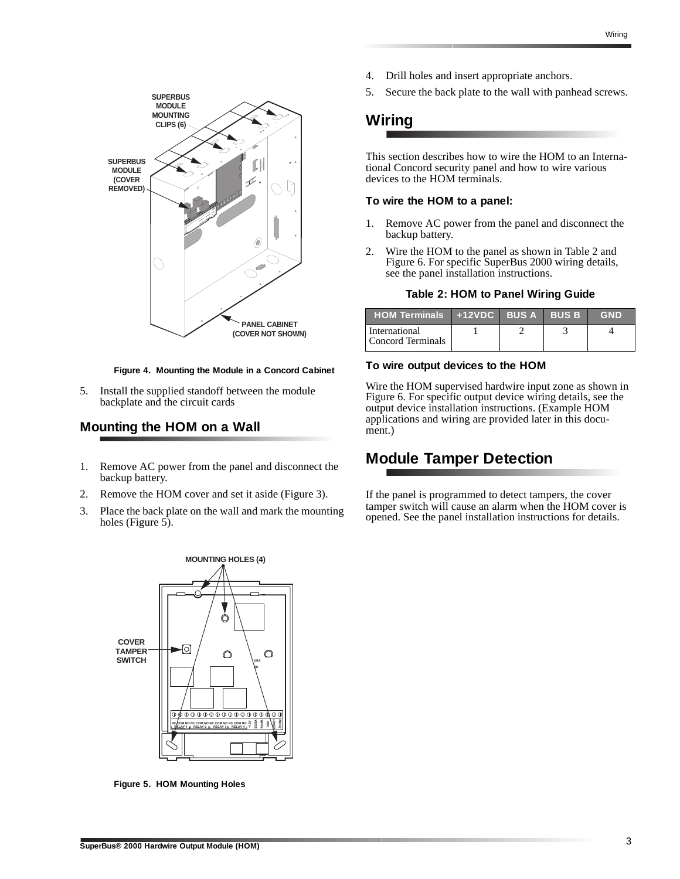Figure 4. Mounting the Module in a Concord Cabinet

5. Install the supplied standoff between the module backplate and the circuit cards

## Mounting the HOM on a Wall

1. Remove AC power from the panel and disconnect the backup battery.
2. Remove the HOM cover and set it aside (Figure 3).
3. Place the back plate on the wall and mark the mounting holes (Figure 5).

Figure 5. HOM Mounting Holes

4. Drill holes and insert appropriate anchors.
5. Secure the back plate to the wall with panhead screws.

# Wiring

This section describes how to wire the HOM to an International Concord security panel and how to wire various devices to the HOM terminals.

### To wire the HOM to a panel:

1. Remove AC power from the panel and disconnect the backup battery.
2. Wire the HOM to the panel as shown in Table 2 and Figure 6. For specific SuperBus 2000 wiring details, see the panel installation instructions.

**Table 2: HOM to Panel Wiring Guide**

| HOM Terminals | +12VDC | BUS A | BUS B | GND |
|---|---|---|---|---|
| International Concord Terminals | 1 | 2 | 3 | 4 |

### To wire output devices to the HOM

Wire the HOM supervised hardwire input zone as shown in Figure 6. For specific output device wiring details, see the output device installation instructions. (Example HOM applications and wiring are provided later in this document.)

# Module Tamper Detection

If the panel is programmed to detect tampers, the cover tamper switch will cause an alarm when the HOM cover is opened. See the panel installation instructions for details.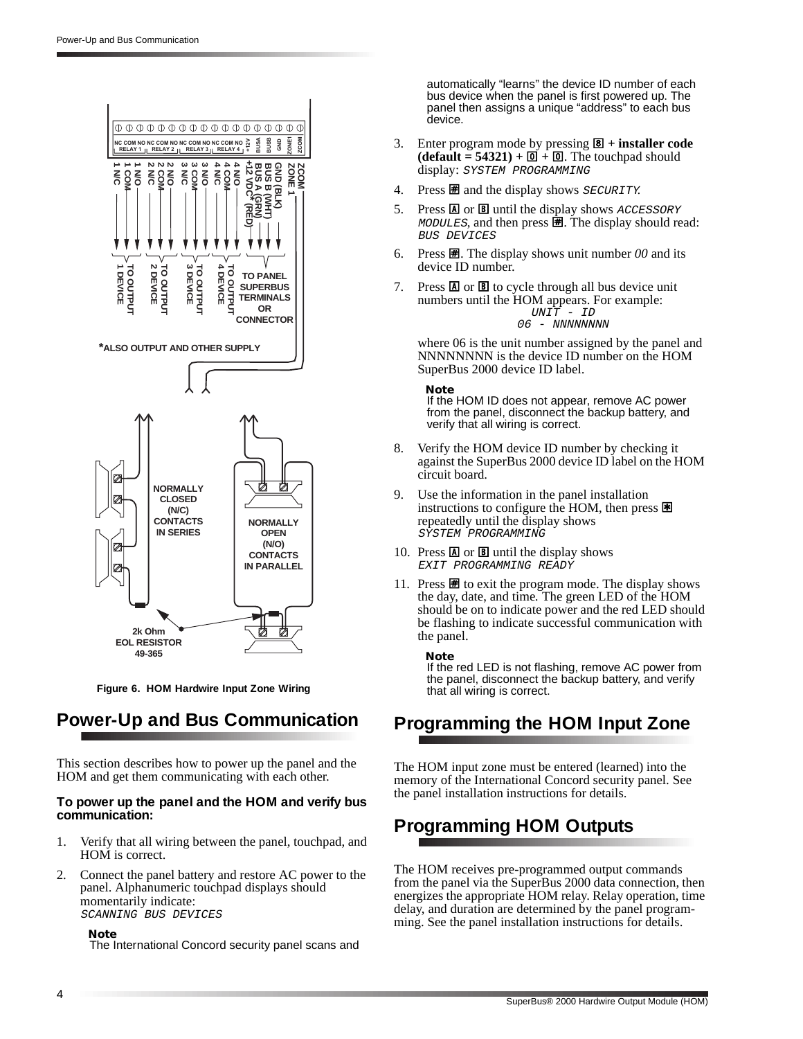Figure 6. HOM Hardwire Input Zone Wiring

## Power-Up and Bus Communication

This section describes how to power up the panel and the HOM and get them communicating with each other.

**To power up the panel and the HOM and verify bus communication:**

1. Verify that all wiring between the panel, touchpad, and HOM is correct.
2. Connect the panel battery and restore AC power to the panel. Alphanumeric touchpad displays should momentarily indicate:
   `SCANNING BUS DEVICES`

   **Note**
   The International Concord security panel scans and automatically "learns" the device ID number of each bus device when the panel is first powered up. The panel then assigns a unique "address" to each bus device.

3. Enter program mode by pressing 8 + **installer code (default = 54321)** + 0 + 0. The touchpad should display: `SYSTEM PROGRAMMING`
4. Press # and the display shows `SECURITY`.
5. Press A or B until the display shows `ACCESSORY MODULES`, and then press #. The display should read: `BUS DEVICES`
6. Press #. The display shows unit number *00* and its device ID number.
7. Press A or B to cycle through all bus device unit numbers until the HOM appears. For example:
   ```
   UNIT - ID
   06 - NNNNNNNN
   ```
   where 06 is the unit number assigned by the panel and NNNNNNNN is the device ID number on the HOM SuperBus 2000 device ID label.

   **Note**
   If the HOM ID does not appear, remove AC power from the panel, disconnect the backup battery, and verify that all wiring is correct.

8. Verify the HOM device ID number by checking it against the SuperBus 2000 device ID label on the HOM circuit board.
9. Use the information in the panel installation instructions to configure the HOM, then press * repeatedly until the display shows
   `SYSTEM PROGRAMMING`
10. Press A or B until the display shows
    `EXIT PROGRAMMING READY`
11. Press # to exit the program mode. The display shows the day, date, and time. The green LED of the HOM should be on to indicate power and the red LED should be flashing to indicate successful communication with the panel.

    **Note**
    If the red LED is not flashing, remove AC power from the panel, disconnect the backup battery, and verify that all wiring is correct.

## Programming the HOM Input Zone

The HOM input zone must be entered (learned) into the memory of the International Concord security panel. See the panel installation instructions for details.

## Programming HOM Outputs

The HOM receives pre-programmed output commands from the panel via the SuperBus 2000 data connection, then energizes the appropriate HOM relay. Relay operation, time delay, and duration are determined by the panel programming. See the panel installation instructions for details.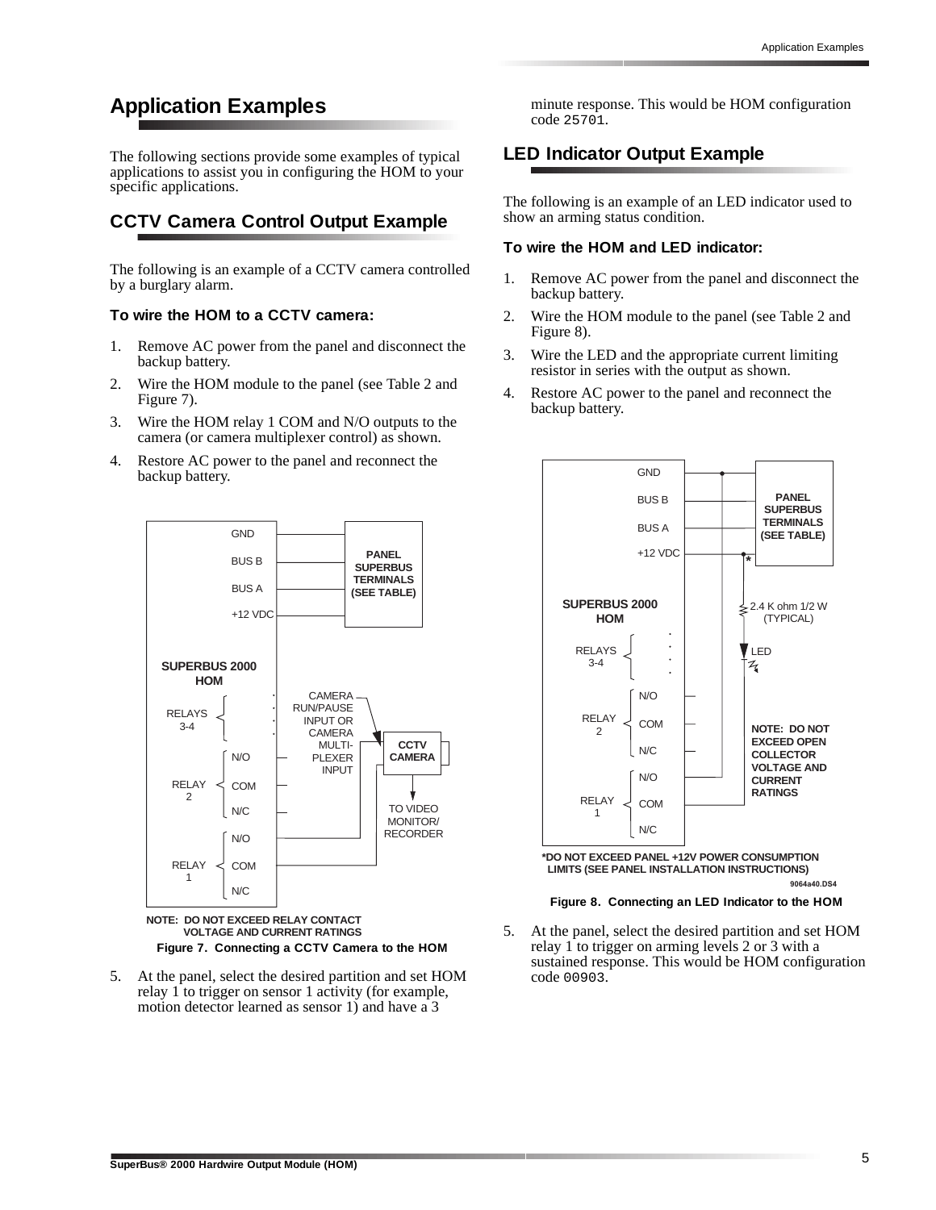# Application Examples

The following sections provide some examples of typical applications to assist you in configuring the HOM to your specific applications.

## CCTV Camera Control Output Example

The following is an example of a CCTV camera controlled by a burglary alarm.

**To wire the HOM to a CCTV camera:**

1. Remove AC power from the panel and disconnect the backup battery.
2. Wire the HOM module to the panel (see Table 2 and Figure 7).
3. Wire the HOM relay 1 COM and N/O outputs to the camera (or camera multiplexer control) as shown.
4. Restore AC power to the panel and reconnect the backup battery.

NOTE: DO NOT EXCEED RELAY CONTACT VOLTAGE AND CURRENT RATINGS

**Figure 7. Connecting a CCTV Camera to the HOM**

5. At the panel, select the desired partition and set HOM relay 1 to trigger on sensor 1 activity (for example, motion detector learned as sensor 1) and have a 3 minute response. This would be HOM configuration code `25701`.

## LED Indicator Output Example

The following is an example of an LED indicator used to show an arming status condition.

**To wire the HOM and LED indicator:**

1. Remove AC power from the panel and disconnect the backup battery.
2. Wire the HOM module to the panel (see Table 2 and Figure 8).
3. Wire the LED and the appropriate current limiting resistor in series with the output as shown.
4. Restore AC power to the panel and reconnect the backup battery.

NOTE: DO NOT EXCEED OPEN COLLECTOR VOLTAGE AND CURRENT RATINGS

*DO NOT EXCEED PANEL +12V POWER CONSUMPTION LIMITS (SEE PANEL INSTALLATION INSTRUCTIONS)

**Figure 8. Connecting an LED Indicator to the HOM**

5. At the panel, select the desired partition and set HOM relay 1 to trigger on arming levels 2 or 3 with a sustained response. This would be HOM configuration code `00903`.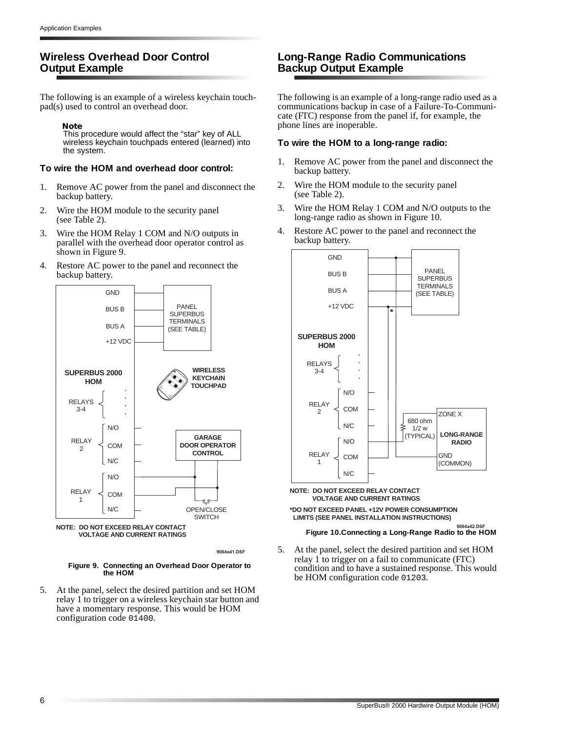## Wireless Overhead Door Control Output Example

The following is an example of a wireless keychain touch-pad(s) used to control an overhead door.

**Note**
This procedure would affect the "star" key of ALL wireless keychain touchpads entered (learned) into the system.

### To wire the HOM and overhead door control:

1. Remove AC power from the panel and disconnect the backup battery.
2. Wire the HOM module to the security panel (see Table 2).
3. Wire the HOM Relay 1 COM and N/O outputs in parallel with the overhead door operator control as shown in Figure 9.
4. Restore AC power to the panel and reconnect the backup battery.

NOTE: DO NOT EXCEED RELAY CONTACT VOLTAGE AND CURRENT RATINGS

9064a41.DSF

**Figure 9. Connecting an Overhead Door Operator to the HOM**

5. At the panel, select the desired partition and set HOM relay 1 to trigger on a wireless keychain star button and have a momentary response. This would be HOM configuration code `01400`.

## Long-Range Radio Communications Backup Output Example

The following is an example of a long-range radio used as a communications backup in case of a Failure-To-Communicate (FTC) response from the panel if, for example, the phone lines are inoperable.

### To wire the HOM to a long-range radio:

1. Remove AC power from the panel and disconnect the backup battery.
2. Wire the HOM module to the security panel (see Table 2).
3. Wire the HOM Relay 1 COM and N/O outputs to the long-range radio as shown in Figure 10.
4. Restore AC power to the panel and reconnect the backup battery.

NOTE: DO NOT EXCEED RELAY CONTACT VOLTAGE AND CURRENT RATINGS

*DO NOT EXCEED PANEL +12V POWER CONSUMPTION LIMITS (SEE PANEL INSTALLATION INSTRUCTIONS)

9064a42.DSF

**Figure 10.Connecting a Long-Range Radio to the HOM**

5. At the panel, select the desired partition and set HOM relay 1 to trigger on a fail to communicate (FTC) condition and to have a sustained response. This would be HOM configuration code `01203`.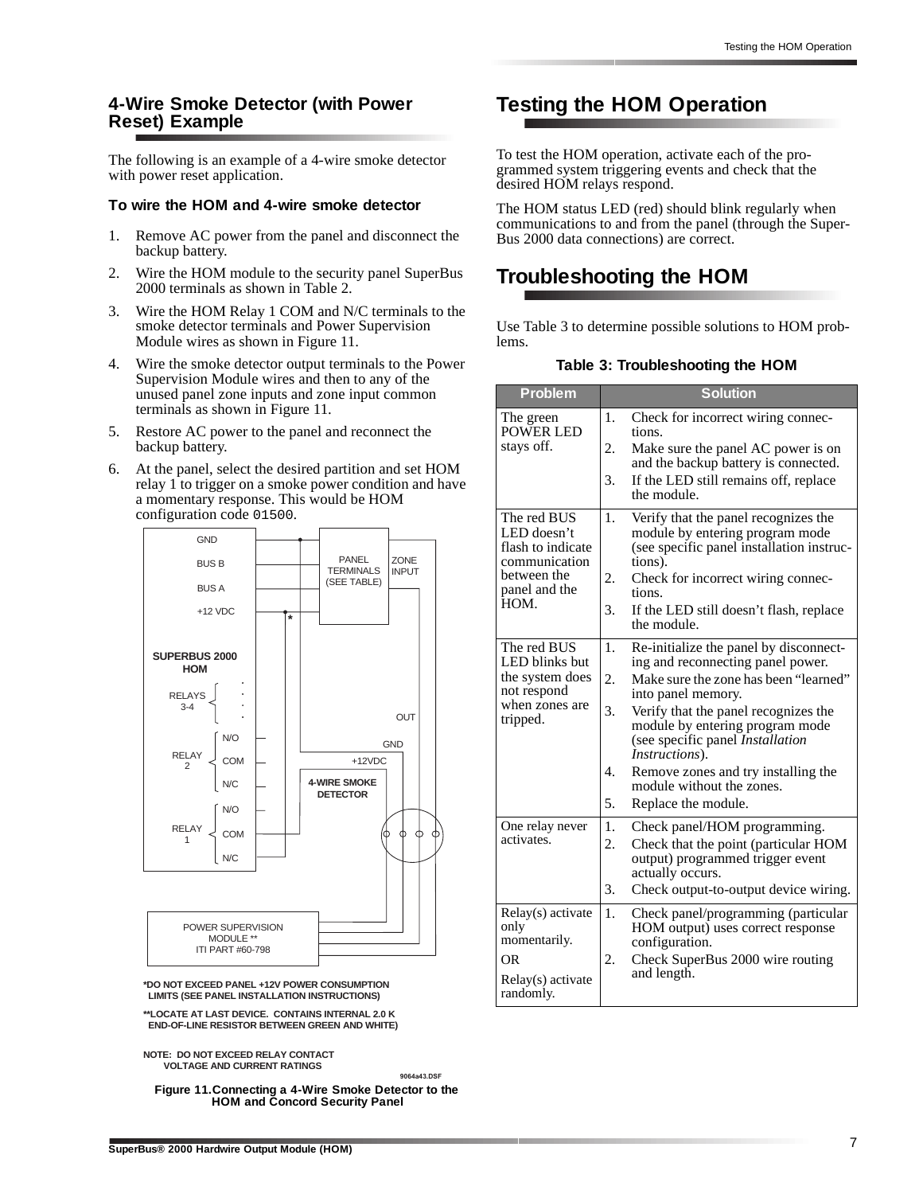## 4-Wire Smoke Detector (with Power Reset) Example

The following is an example of a 4-wire smoke detector with power reset application.

### To wire the HOM and 4-wire smoke detector

1. Remove AC power from the panel and disconnect the backup battery.
2. Wire the HOM module to the security panel SuperBus 2000 terminals as shown in Table 2.
3. Wire the HOM Relay 1 COM and N/C terminals to the smoke detector terminals and Power Supervision Module wires as shown in Figure 11.
4. Wire the smoke detector output terminals to the Power Supervision Module wires and then to any of the unused panel zone inputs and zone input common terminals as shown in Figure 11.
5. Restore AC power to the panel and reconnect the backup battery.
6. At the panel, select the desired partition and set HOM relay 1 to trigger on a smoke power condition and have a momentary response. This would be HOM configuration code `01500`.

GND
BUS B
BUS A
+12 VDC
PANEL TERMINALS (SEE TABLE)
ZONE INPUT
*
SUPERBUS 2000 HOM
RELAYS 3-4
OUT
GND
+12VDC
RELAY 2: N/O, COM, N/C
4-WIRE SMOKE DETECTOR
RELAY 1: N/O, COM, N/C
POWER SUPERVISION MODULE ** ITI PART #60-798

*DO NOT EXCEED PANEL +12V POWER CONSUMPTION LIMITS (SEE PANEL INSTALLATION INSTRUCTIONS)

**LOCATE AT LAST DEVICE. CONTAINS INTERNAL 2.0 K END-OF-LINE RESISTOR BETWEEN GREEN AND WHITE)

NOTE: DO NOT EXCEED RELAY CONTACT VOLTAGE AND CURRENT RATINGS

9064a43.DSF

**Figure 11. Connecting a 4-Wire Smoke Detector to the HOM and Concord Security Panel**

# Testing the HOM Operation

To test the HOM operation, activate each of the programmed system triggering events and check that the desired HOM relays respond.

The HOM status LED (red) should blink regularly when communications to and from the panel (through the SuperBus 2000 data connections) are correct.

# Troubleshooting the HOM

Use Table 3 to determine possible solutions to HOM problems.

**Table 3: Troubleshooting the HOM**

| Problem | Solution |
|---|---|
| The green POWER LED stays off. | 1. Check for incorrect wiring connections.<br>2. Make sure the panel AC power is on and the backup battery is connected.<br>3. If the LED still remains off, replace the module. |
| The red BUS LED doesn't flash to indicate communication between the panel and the HOM. | 1. Verify that the panel recognizes the module by entering program mode (see specific panel installation instructions).<br>2. Check for incorrect wiring connections.<br>3. If the LED still doesn't flash, replace the module. |
| The red BUS LED blinks but the system does not respond when zones are tripped. | 1. Re-initialize the panel by disconnecting and reconnecting panel power.<br>2. Make sure the zone has been "learned" into panel memory.<br>3. Verify that the panel recognizes the module by entering program mode (see specific panel *Installation Instructions*).<br>4. Remove zones and try installing the module without the zones.<br>5. Replace the module. |
| One relay never activates. | 1. Check panel/HOM programming.<br>2. Check that the point (particular HOM output) programmed trigger event actually occurs.<br>3. Check output-to-output device wiring. |
| Relay(s) activate only momentarily.<br>OR<br>Relay(s) activate randomly. | 1. Check panel/programming (particular HOM output) uses correct response configuration.<br>2. Check SuperBus 2000 wire routing and length. |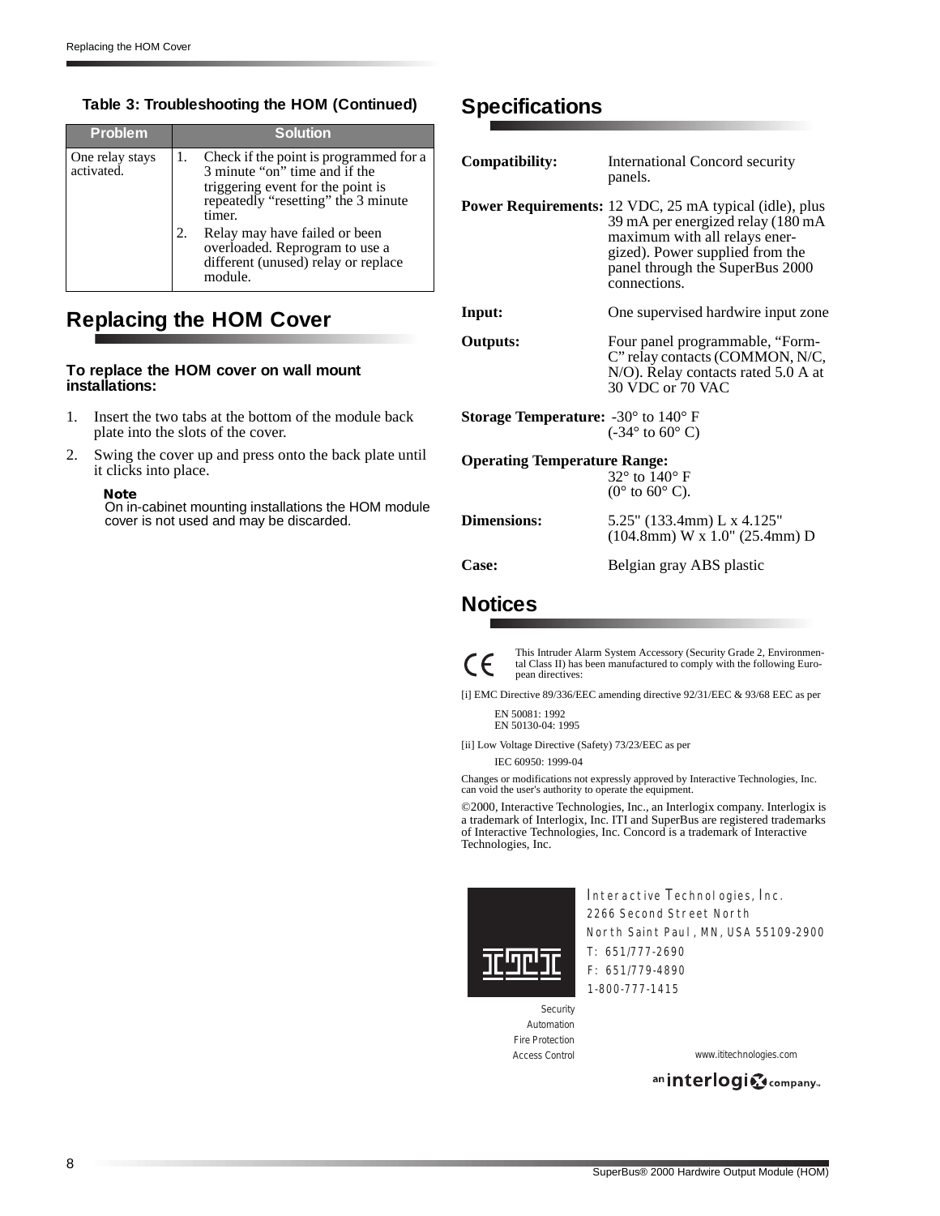**Table 3: Troubleshooting the HOM (Continued)**

| Problem | Solution |
|---|---|
| One relay stays activated. | 1. Check if the point is programmed for a 3 minute "on" time and if the triggering event for the point is repeatedly "resetting" the 3 minute timer.<br>2. Relay may have failed or been overloaded. Reprogram to use a different (unused) relay or replace module. |

## Replacing the HOM Cover

**To replace the HOM cover on wall mount installations:**

1. Insert the two tabs at the bottom of the module back plate into the slots of the cover.
2. Swing the cover up and press onto the back plate until it clicks into place.

**Note**
On in-cabinet mounting installations the HOM module cover is not used and may be discarded.

## Specifications

**Compatibility:** International Concord security panels.

**Power Requirements:** 12 VDC, 25 mA typical (idle), plus 39 mA per energized relay (180 mA maximum with all relays energized). Power supplied from the panel through the SuperBus 2000 connections.

**Input:** One supervised hardwire input zone

**Outputs:** Four panel programmable, "Form-C" relay contacts (COMMON, N/C, N/O). Relay contacts rated 5.0 A at 30 VDC or 70 VAC

**Storage Temperature:** -30° to 140° F (-34° to 60° C)

**Operating Temperature Range:** 32° to 140° F (0° to 60° C).

**Dimensions:** 5.25" (133.4mm) L x 4.125" (104.8mm) W x 1.0" (25.4mm) D

**Case:** Belgian gray ABS plastic

## Notices

CE This Intruder Alarm System Accessory (Security Grade 2, Environmental Class II) has been manufactured to comply with the following European directives:

[i] EMC Directive 89/336/EEC amending directive 92/31/EEC & 93/68 EEC as per

EN 50081: 1992
EN 50130-04: 1995

[ii] Low Voltage Directive (Safety) 73/23/EEC as per

IEC 60950: 1999-04

Changes or modifications not expressly approved by Interactive Technologies, Inc. can void the user's authority to operate the equipment.

©2000, Interactive Technologies, Inc., an Interlogix company. Interlogix is a trademark of Interlogix, Inc. ITI and SuperBus are registered trademarks of Interactive Technologies, Inc. Concord is a trademark of Interactive Technologies, Inc.

Interactive Technologies, Inc.
2266 Second Street North
North Saint Paul, MN, USA 55109-2900
T: 651/777-2690
F: 651/779-4890
1-800-777-1415

Security
Automation
Fire Protection
Access Control

www.ititechnologies.com

an interlogix company.